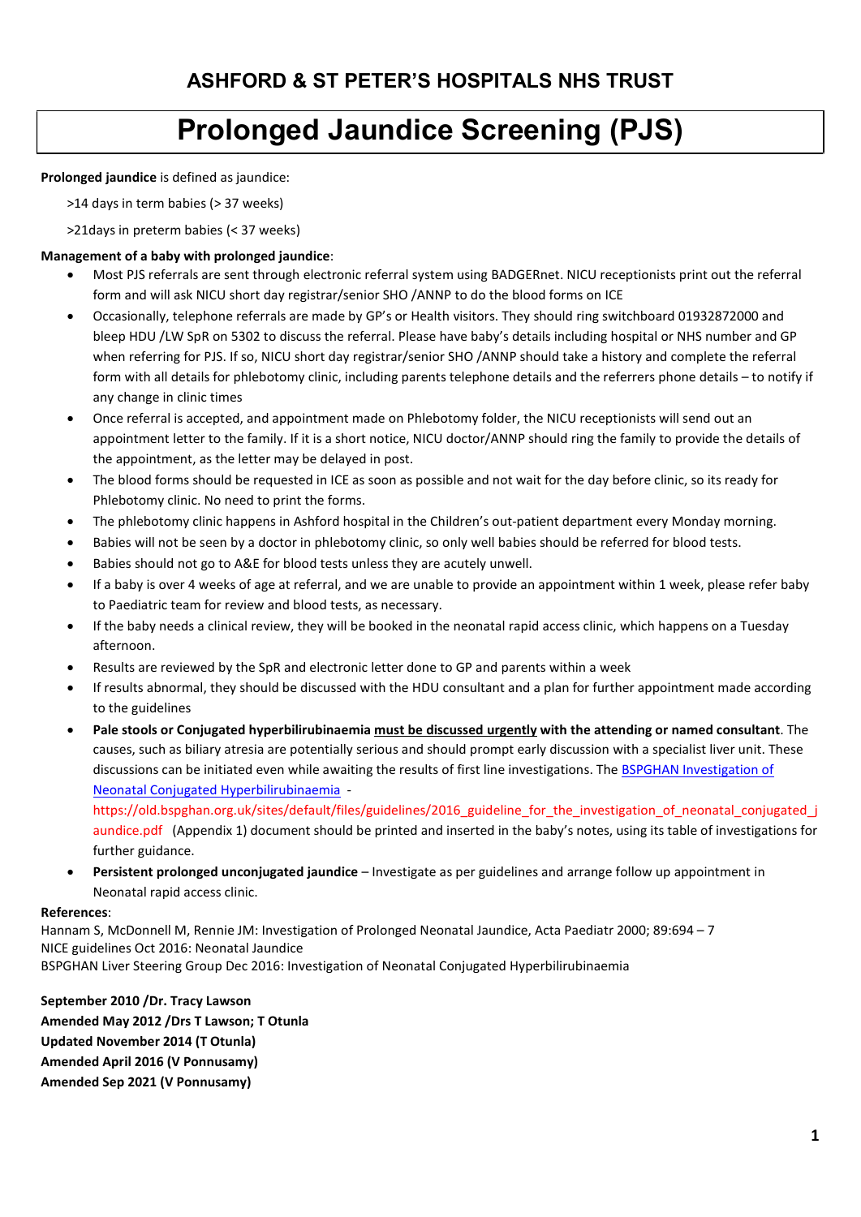## ASHFORD & ST PETER'S HOSPITALS NHS TRUST

# Prolonged Jaundice Screening (PJS)

**Prolonged jaundice** is defined as jaundice:

>14 days in term babies (> 37 weeks)

>21days in preterm babies (< 37 weeks)

**Management of a baby with prolonged jaundice**:

- Most PJS referrals are sent through electronic referral system using BADGERnet. NICU receptionists print out the referral form and will ask NICU short day registrar/senior SHO /ANNP to do the blood forms on ICE
- Occasionally, telephone referrals are made by GP's or Health visitors. They should ring switchboard 01932872000 and bleep HDU /LW SpR on 5302 to discuss the referral. Please have baby's details including hospital or NHS number and GP when referring for PJS. If so, NICU short day registrar/senior SHO /ANNP should take a history and complete the referral form with all details for phlebotomy clinic, including parents telephone details and the referrers phone details – to notify if any change in clinic times
- Once referral is accepted, and appointment made on Phlebotomy folder, the NICU receptionists will send out an appointment letter to the family. If it is a short notice, NICU doctor/ANNP should ring the family to provide the details of the appointment, as the letter may be delayed in post.
- The blood forms should be requested in ICE as soon as possible and not wait for the day before clinic, so its ready for Phlebotomy clinic. No need to print the forms.
- The phlebotomy clinic happens in Ashford hospital in the Children's out-patient department every Monday morning.
- Babies will not be seen by a doctor in phlebotomy clinic, so only well babies should be referred for blood tests.
- Babies should not go to A&E for blood tests unless they are acutely unwell.
- If a baby is over 4 weeks of age at referral, and we are unable to provide an appointment within 1 week, please refer baby to Paediatric team for review and blood tests, as necessary.
- If the baby needs a clinical review, they will be booked in the neonatal rapid access clinic, which happens on a Tuesday afternoon.
- Results are reviewed by the SpR and electronic letter done to GP and parents within a week
- If results abnormal, they should be discussed with the HDU consultant and a plan for further appointment made according to the guidelines
- **Pale stools or Conjugated hyperbilirubinaemia <u>must be discussed urgently</u> with the attending or named consultant**. The causes, such as biliary atresia are potentially serious and should prompt early discussion with a specialist liver unit. These discussions can be initiated even while awaiting the results of first line investigations. The [BSPGHAN Investigation of Neonatal Conjugated Hyperbilirubinaemia](https://old.bspghan.org.uk/sites/default/files/guidelines/2016_guideline_for_the_investigation_of_neonatal_conjugated_jaundice.pdf) - https://old.bspghan.org.uk/sites/default/files/guidelines/2016_guideline_for_the_investigation_of_neonatal_conjugated_jaundice.pdf (Appendix 1) document should be printed and inserted in the baby's notes, using its table of investigations for further guidance.
- **Persistent prolonged unconjugated jaundice** – Investigate as per guidelines and arrange follow up appointment in Neonatal rapid access clinic.

**References**:
Hannam S, McDonnell M, Rennie JM: Investigation of Prolonged Neonatal Jaundice, Acta Paediatr 2000; 89:694 – 7
NICE guidelines Oct 2016: Neonatal Jaundice
BSPGHAN Liver Steering Group Dec 2016: Investigation of Neonatal Conjugated Hyperbilirubinaemia

**September 2010 /Dr. Tracy Lawson**
**Amended May 2012 /Drs T Lawson; T Otunla**
**Updated November 2014 (T Otunla)**
**Amended April 2016 (V Ponnusamy)**
**Amended Sep 2021 (V Ponnusamy)**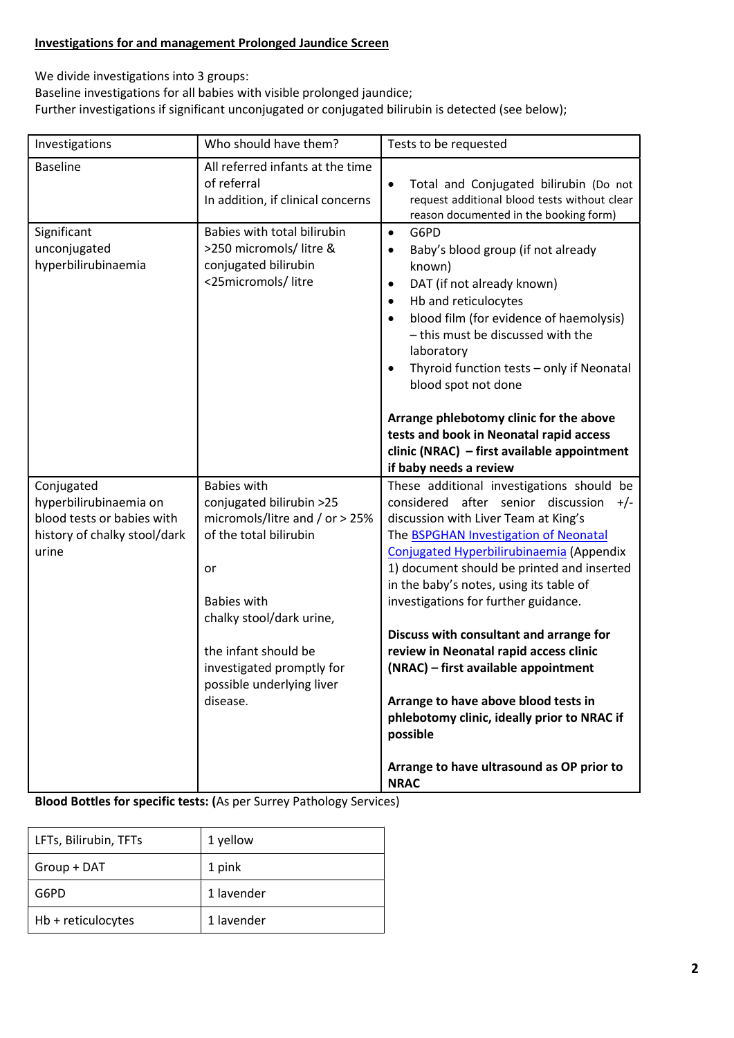**Investigations for and management Prolonged Jaundice Screen**

We divide investigations into 3 groups:
Baseline investigations for all babies with visible prolonged jaundice;
Further investigations if significant unconjugated or conjugated bilirubin is detected (see below);

| Investigations | Who should have them? | Tests to be requested |
|---|---|---|
| Baseline | All referred infants at the time of referral<br>In addition, if clinical concerns | • Total and Conjugated bilirubin (Do not request additional blood tests without clear reason documented in the booking form) |
| Significant unconjugated hyperbilirubinaemia | Babies with total bilirubin >250 micromols/ litre & conjugated bilirubin <25micromols/ litre | • G6PD<br>• Baby's blood group (if not already known)<br>• DAT (if not already known)<br>• Hb and reticulocytes<br>• blood film (for evidence of haemolysis) – this must be discussed with the laboratory<br>• Thyroid function tests – only if Neonatal blood spot not done<br><br>**Arrange phlebotomy clinic for the above tests and book in Neonatal rapid access clinic (NRAC) – first available appointment if baby needs a review** |
| Conjugated hyperbilirubinaemia on blood tests or babies with history of chalky stool/dark urine | Babies with conjugated bilirubin >25 micromols/litre and / or > 25% of the total bilirubin<br><br>or<br><br>Babies with chalky stool/dark urine,<br><br>the infant should be investigated promptly for possible underlying liver disease. | These additional investigations should be considered after senior discussion +/- discussion with Liver Team at King's<br>The BSPGHAN Investigation of Neonatal Conjugated Hyperbilirubinaemia (Appendix 1) document should be printed and inserted in the baby's notes, using its table of investigations for further guidance.<br><br>**Discuss with consultant and arrange for review in Neonatal rapid access clinic (NRAC) – first available appointment**<br><br>**Arrange to have above blood tests in phlebotomy clinic, ideally prior to NRAC if possible**<br><br>**Arrange to have ultrasound as OP prior to NRAC** |

**Blood Bottles for specific tests: (**As per Surrey Pathology Services)

| LFTs, Bilirubin, TFTs | 1 yellow |
|---|---|
| Group + DAT | 1 pink |
| G6PD | 1 lavender |
| Hb + reticulocytes | 1 lavender |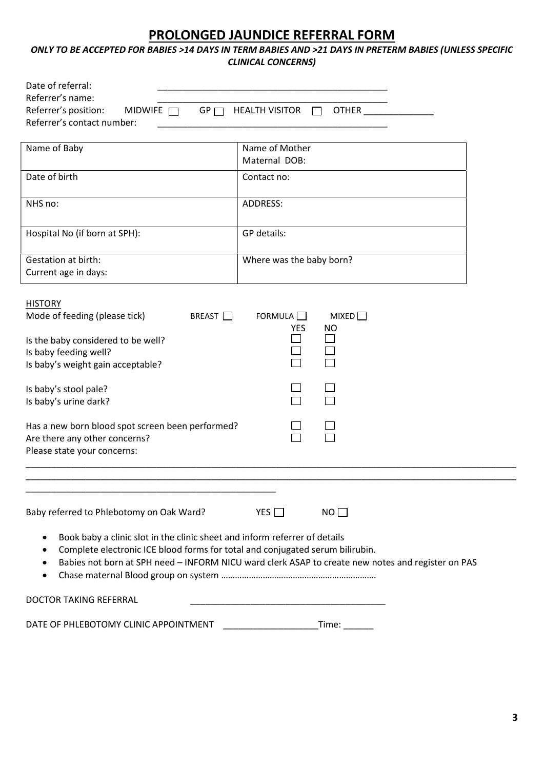# PROLONGED JAUNDICE REFERRAL FORM

***ONLY TO BE ACCEPTED FOR BABIES >14 DAYS IN TERM BABIES AND >21 DAYS IN PRETERM BABIES (UNLESS SPECIFIC CLINICAL CONCERNS)***

Date of referral: ______________________________________________

Referrer's name: ______________________________________________

Referrer's position: MIDWIFE ☐ GP ☐ HEALTH VISITOR ☐ OTHER ______________

Referrer's contact number: ______________________________________________

| | |
|---|---|
| Name of Baby | Name of Mother<br>Maternal DOB: |
| Date of birth | Contact no: |
| NHS no: | ADDRESS: |
| Hospital No (if born at SPH): | GP details: |
| Gestation at birth:<br>Current age in days: | Where was the baby born? |

HISTORY

Mode of feeding (please tick) BREAST ☐ FORMULA ☐ MIXED ☐

| | YES | NO |
|---|---|---|
| Is the baby considered to be well? | ☐ | ☐ |
| Is baby feeding well? | ☐ | ☐ |
| Is baby's weight gain acceptable? | ☐ | ☐ |
| Is baby's stool pale? | ☐ | ☐ |
| Is baby's urine dark? | ☐ | ☐ |
| Has a new born blood spot screen been performed? | ☐ | ☐ |
| Are there any other concerns? | ☐ | ☐ |

Please state your concerns:

_____________________________________________________________________________________________

_____________________________________________________________________________________________

____________________________________________________

Baby referred to Phlebotomy on Oak Ward? YES ☐ NO ☐

- Book baby a clinic slot in the clinic sheet and inform referrer of details
- Complete electronic ICE blood forms for total and conjugated serum bilirubin.
- Babies not born at SPH need – INFORM NICU ward clerk ASAP to create new notes and register on PAS
- Chase maternal Blood group on system ……………………………………………………….

DOCTOR TAKING REFERRAL ________________________________________

DATE OF PHLEBOTOMY CLINIC APPOINTMENT ___________________Time: ______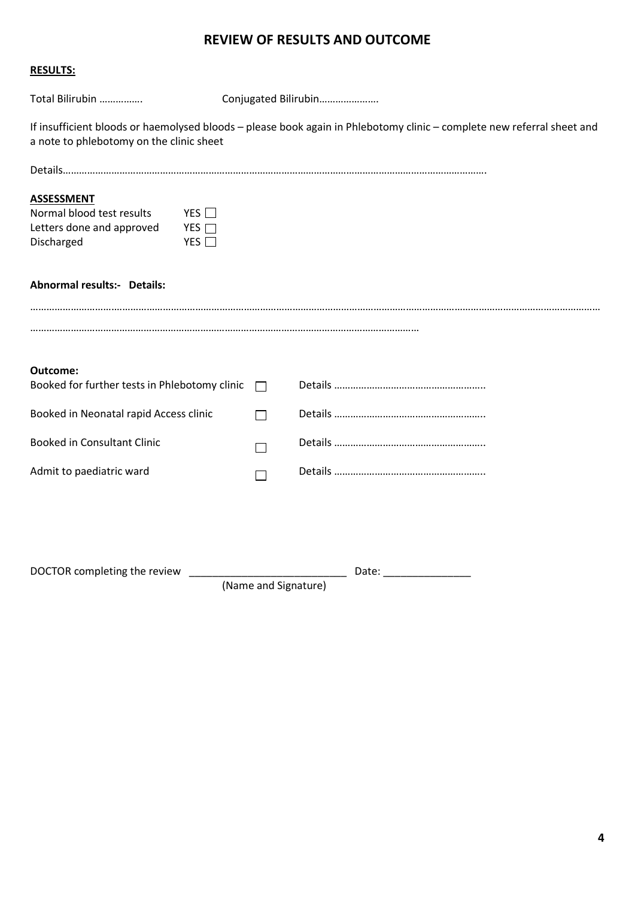## REVIEW OF RESULTS AND OUTCOME

**RESULTS:**

Total Bilirubin ……………. Conjugated Bilirubin………………….

If insufficient bloods or haemolysed bloods – please book again in Phlebotomy clinic – complete new referral sheet and a note to phlebotomy on the clinic sheet

Details…………………………………………………………………………………………………………………………………………….

**ASSESSMENT**

Normal blood test results YES ☐

Letters done and approved YES ☐

Discharged YES ☐

**Abnormal results:- Details:**

………………………………………………………………………………………………………………………………………………………………………………

…………………………………………………………………………………………………………………………………

**Outcome:**

Booked for further tests in Phlebotomy clinic ☐ Details ………………………………………………..

Booked in Neonatal rapid Access clinic ☐ Details ………………………………………………..

Booked in Consultant Clinic ☐ Details ………………………………………………..

Admit to paediatric ward ☐ Details ………………………………………………..

DOCTOR completing the review ___________________________ Date: _______________
(Name and Signature)